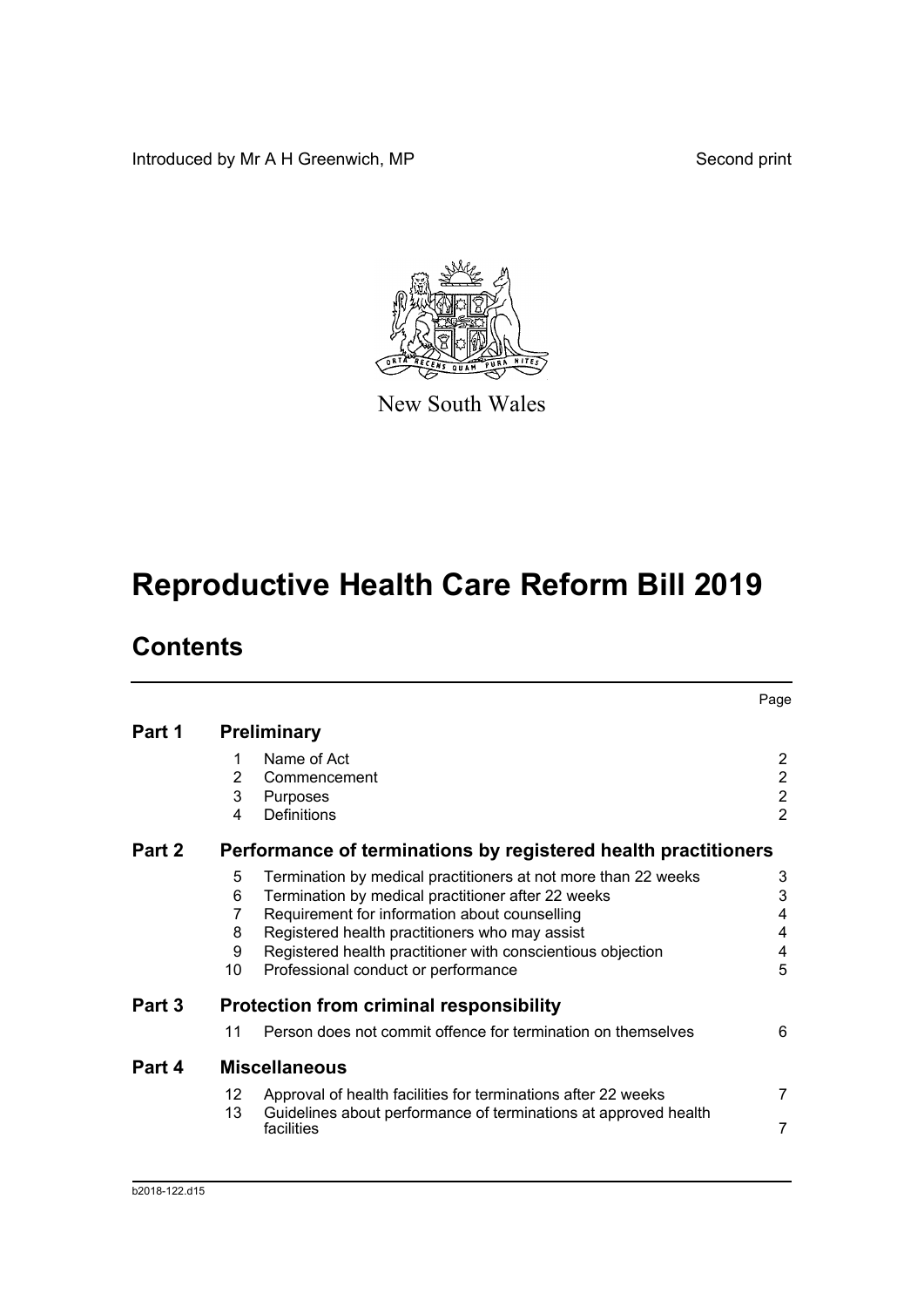Introduced by Mr A H Greenwich, MP

Second print

New South Wales

# Reproductive Health Care Reform Bill 2019

## Contents

| | | | Page |
|---|---|---|---|
| **Part 1** | **Preliminary** | | |
| | 1 | Name of Act | 2 |
| | 2 | Commencement | 2 |
| | 3 | Purposes | 2 |
| | 4 | Definitions | 2 |
| **Part 2** | **Performance of terminations by registered health practitioners** | | |
| | 5 | Termination by medical practitioners at not more than 22 weeks | 3 |
| | 6 | Termination by medical practitioner after 22 weeks | 3 |
| | 7 | Requirement for information about counselling | 4 |
| | 8 | Registered health practitioners who may assist | 4 |
| | 9 | Registered health practitioner with conscientious objection | 4 |
| | 10 | Professional conduct or performance | 5 |
| **Part 3** | **Protection from criminal responsibility** | | |
| | 11 | Person does not commit offence for termination on themselves | 6 |
| **Part 4** | **Miscellaneous** | | |
| | 12 | Approval of health facilities for terminations after 22 weeks | 7 |
| | 13 | Guidelines about performance of terminations at approved health facilities | 7 |

b2018-122.d15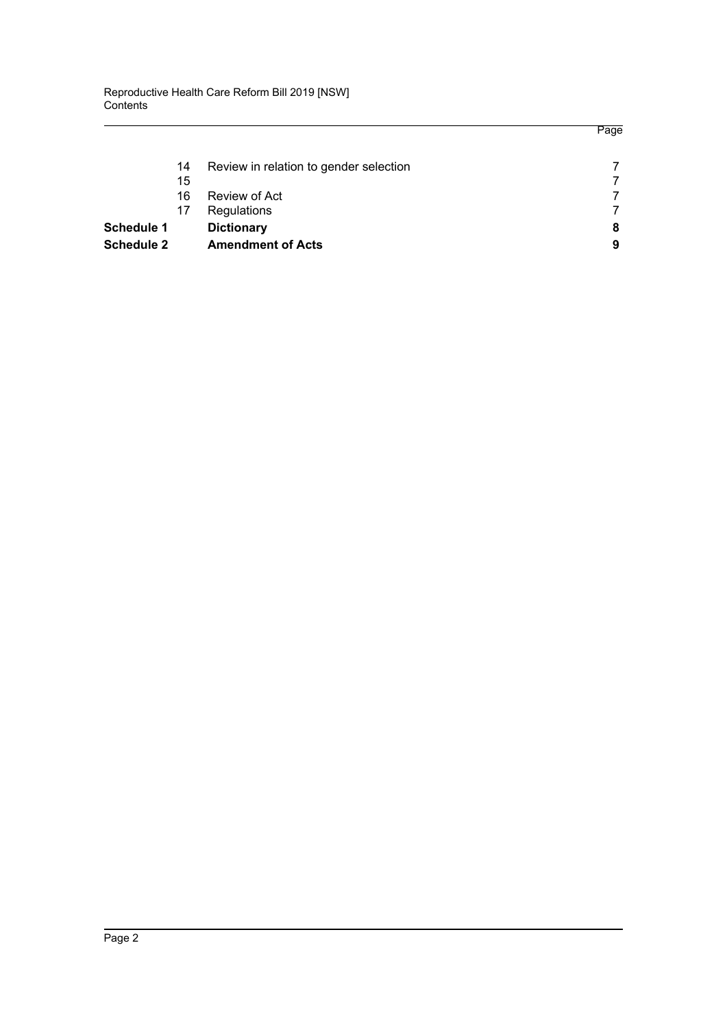| | | | Page |
|---|---|---|---|
| | 14 | Review in relation to gender selection | 7 |
| | 15 | | 7 |
| | 16 | Review of Act | 7 |
| | 17 | Regulations | 7 |
| **Schedule 1** | | **Dictionary** | **8** |
| **Schedule 2** | | **Amendment of Acts** | **9** |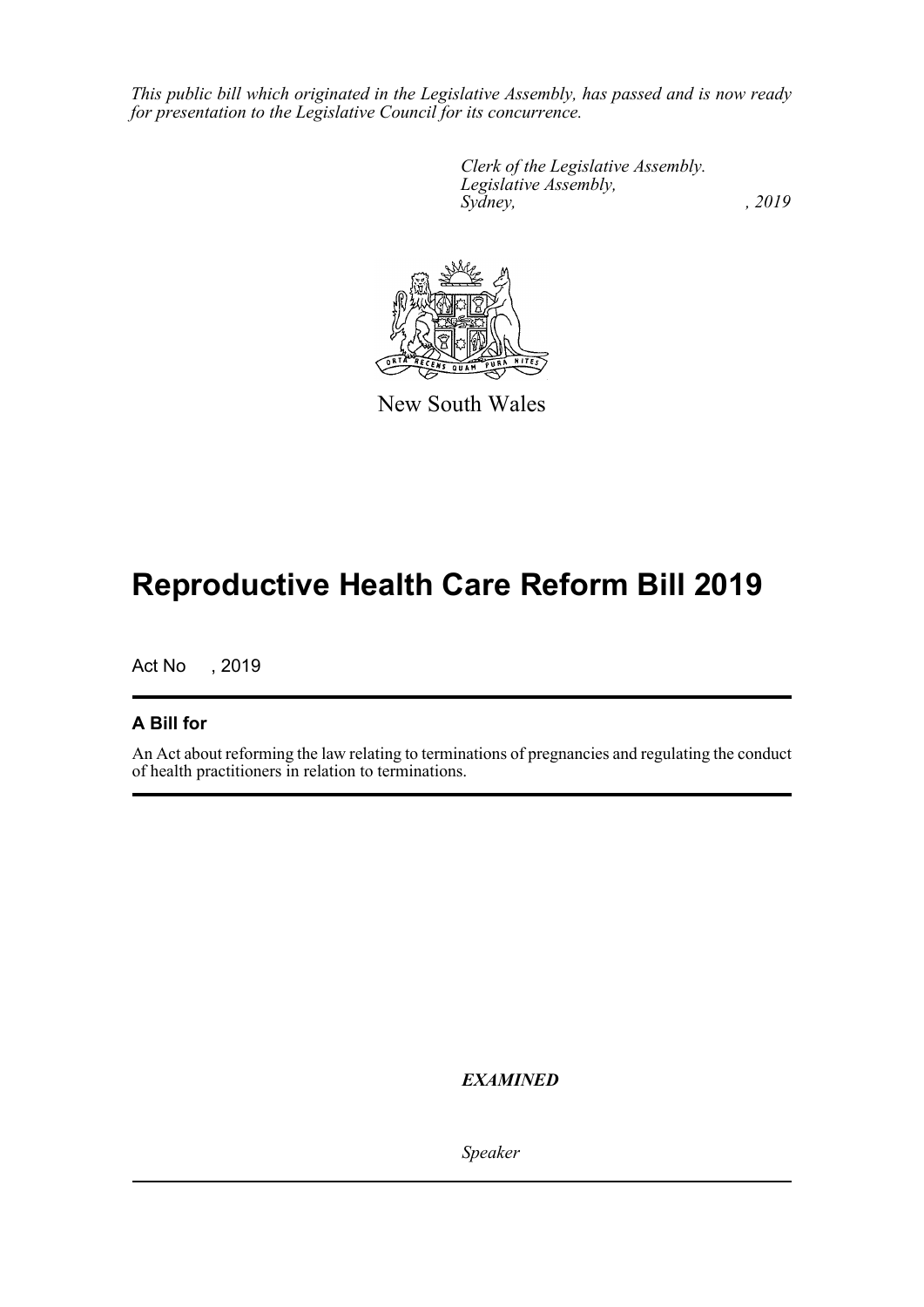*This public bill which originated in the Legislative Assembly, has passed and is now ready for presentation to the Legislative Council for its concurrence.*

*Clerk of the Legislative Assembly.*
*Legislative Assembly,*
*Sydney, , 2019*

New South Wales

# Reproductive Health Care Reform Bill 2019

Act No , 2019

## A Bill for

An Act about reforming the law relating to terminations of pregnancies and regulating the conduct of health practitioners in relation to terminations.

***EXAMINED***

*Speaker*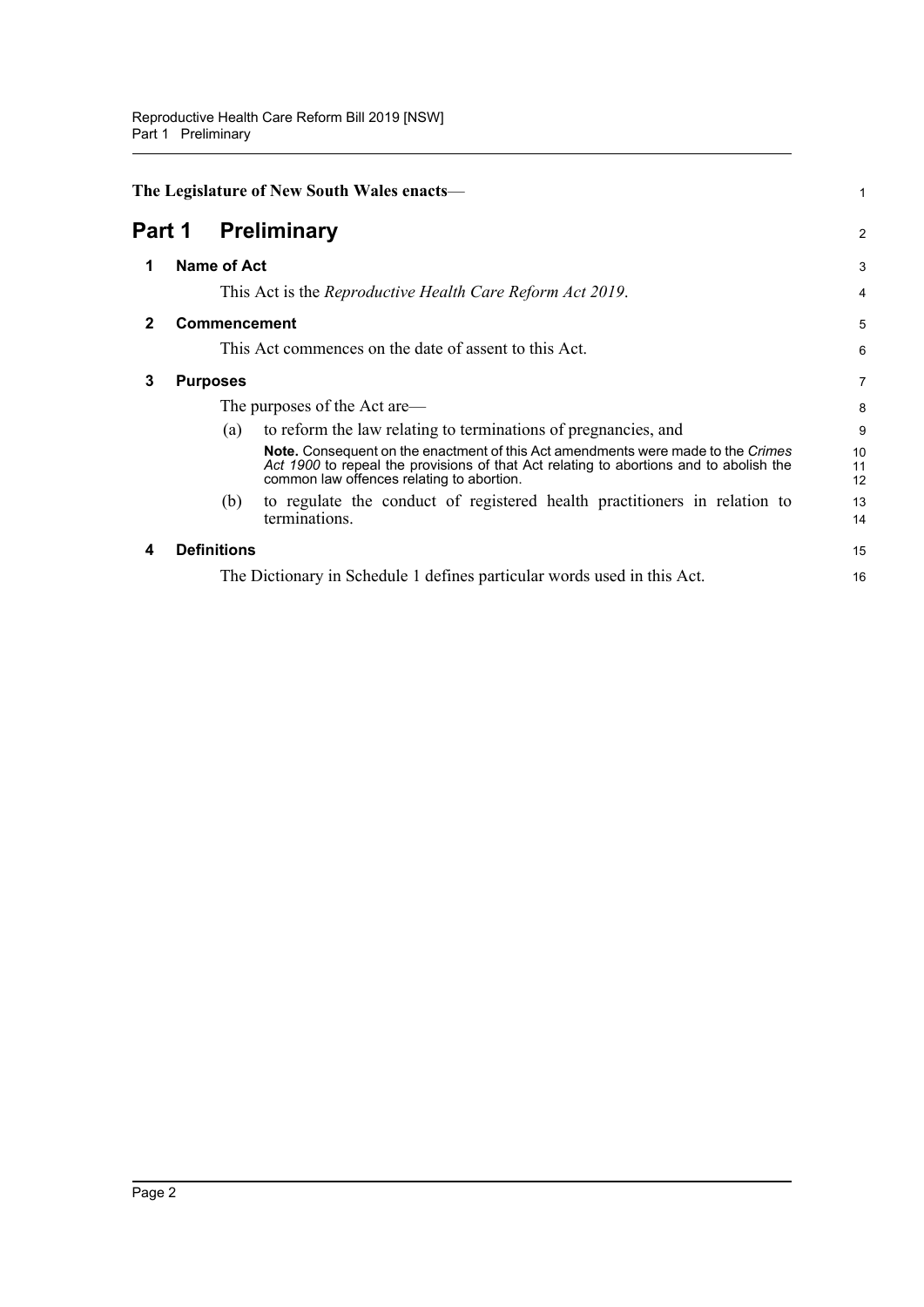**The Legislature of New South Wales enacts—**

# Part 1 Preliminary

## 1 Name of Act

This Act is the *Reproductive Health Care Reform Act 2019*.

## 2 Commencement

This Act commences on the date of assent to this Act.

## 3 Purposes

The purposes of the Act are—

(a) to reform the law relating to terminations of pregnancies, and

**Note.** Consequent on the enactment of this Act amendments were made to the *Crimes Act 1900* to repeal the provisions of that Act relating to abortions and to abolish the common law offences relating to abortion.

(b) to regulate the conduct of registered health practitioners in relation to terminations.

## 4 Definitions

The Dictionary in Schedule 1 defines particular words used in this Act.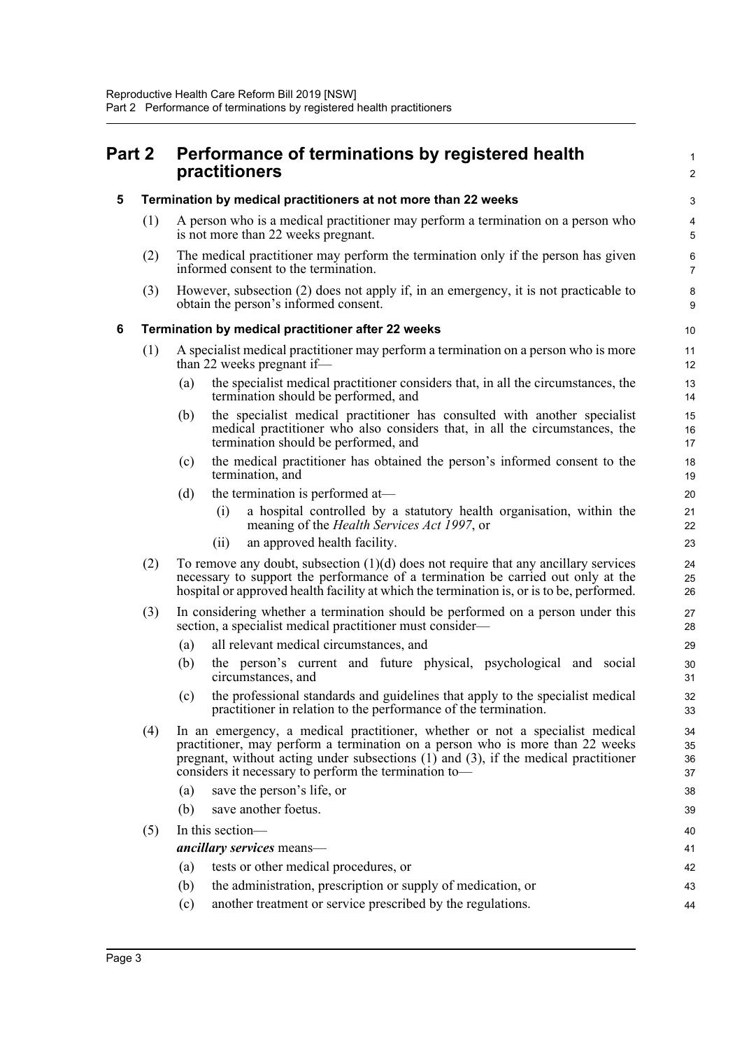# Part 2 Performance of terminations by registered health practitioners

## 5 Termination by medical practitioners at not more than 22 weeks

(1) A person who is a medical practitioner may perform a termination on a person who is not more than 22 weeks pregnant.

(2) The medical practitioner may perform the termination only if the person has given informed consent to the termination.

(3) However, subsection (2) does not apply if, in an emergency, it is not practicable to obtain the person's informed consent.

## 6 Termination by medical practitioner after 22 weeks

(1) A specialist medical practitioner may perform a termination on a person who is more than 22 weeks pregnant if—

(a) the specialist medical practitioner considers that, in all the circumstances, the termination should be performed, and

(b) the specialist medical practitioner has consulted with another specialist medical practitioner who also considers that, in all the circumstances, the termination should be performed, and

(c) the medical practitioner has obtained the person's informed consent to the termination, and

(d) the termination is performed at—

(i) a hospital controlled by a statutory health organisation, within the meaning of the *Health Services Act 1997*, or

(ii) an approved health facility.

(2) To remove any doubt, subsection (1)(d) does not require that any ancillary services necessary to support the performance of a termination be carried out only at the hospital or approved health facility at which the termination is, or is to be, performed.

(3) In considering whether a termination should be performed on a person under this section, a specialist medical practitioner must consider—

(a) all relevant medical circumstances, and

(b) the person's current and future physical, psychological and social circumstances, and

(c) the professional standards and guidelines that apply to the specialist medical practitioner in relation to the performance of the termination.

(4) In an emergency, a medical practitioner, whether or not a specialist medical practitioner, may perform a termination on a person who is more than 22 weeks pregnant, without acting under subsections (1) and (3), if the medical practitioner considers it necessary to perform the termination to—

(a) save the person's life, or

(b) save another foetus.

(5) In this section—

***ancillary services*** means—

(a) tests or other medical procedures, or

(b) the administration, prescription or supply of medication, or

(c) another treatment or service prescribed by the regulations.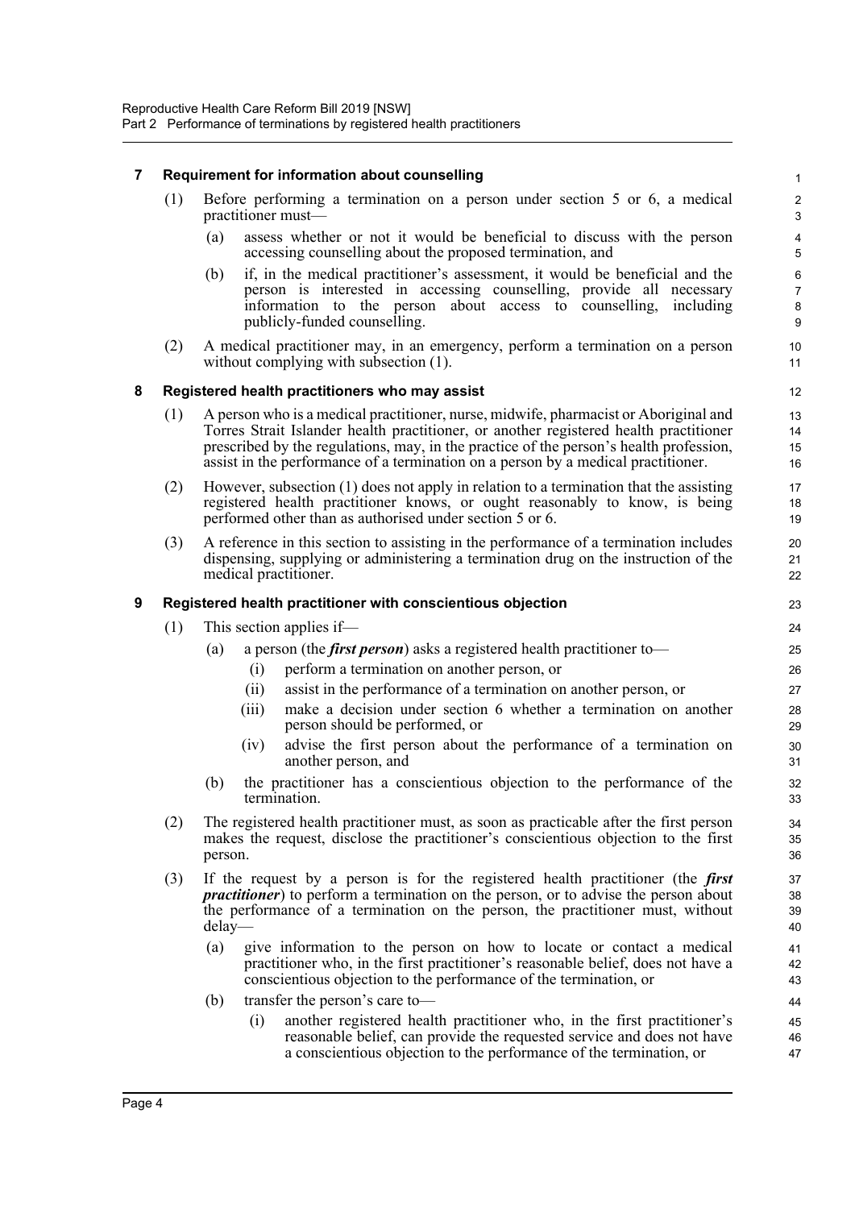### 7 Requirement for information about counselling

(1) Before performing a termination on a person under section 5 or 6, a medical practitioner must—

(a) assess whether or not it would be beneficial to discuss with the person accessing counselling about the proposed termination, and

(b) if, in the medical practitioner's assessment, it would be beneficial and the person is interested in accessing counselling, provide all necessary information to the person about access to counselling, including publicly-funded counselling.

(2) A medical practitioner may, in an emergency, perform a termination on a person without complying with subsection (1).

### 8 Registered health practitioners who may assist

(1) A person who is a medical practitioner, nurse, midwife, pharmacist or Aboriginal and Torres Strait Islander health practitioner, or another registered health practitioner prescribed by the regulations, may, in the practice of the person's health profession, assist in the performance of a termination on a person by a medical practitioner.

(2) However, subsection (1) does not apply in relation to a termination that the assisting registered health practitioner knows, or ought reasonably to know, is being performed other than as authorised under section 5 or 6.

(3) A reference in this section to assisting in the performance of a termination includes dispensing, supplying or administering a termination drug on the instruction of the medical practitioner.

### 9 Registered health practitioner with conscientious objection

(1) This section applies if—

(a) a person (the ***first person***) asks a registered health practitioner to—

(i) perform a termination on another person, or

(ii) assist in the performance of a termination on another person, or

(iii) make a decision under section 6 whether a termination on another person should be performed, or

(iv) advise the first person about the performance of a termination on another person, and

(b) the practitioner has a conscientious objection to the performance of the termination.

(2) The registered health practitioner must, as soon as practicable after the first person makes the request, disclose the practitioner's conscientious objection to the first person.

(3) If the request by a person is for the registered health practitioner (the ***first practitioner***) to perform a termination on the person, or to advise the person about the performance of a termination on the person, the practitioner must, without delay—

(a) give information to the person on how to locate or contact a medical practitioner who, in the first practitioner's reasonable belief, does not have a conscientious objection to the performance of the termination, or

(b) transfer the person's care to—

(i) another registered health practitioner who, in the first practitioner's reasonable belief, can provide the requested service and does not have a conscientious objection to the performance of the termination, or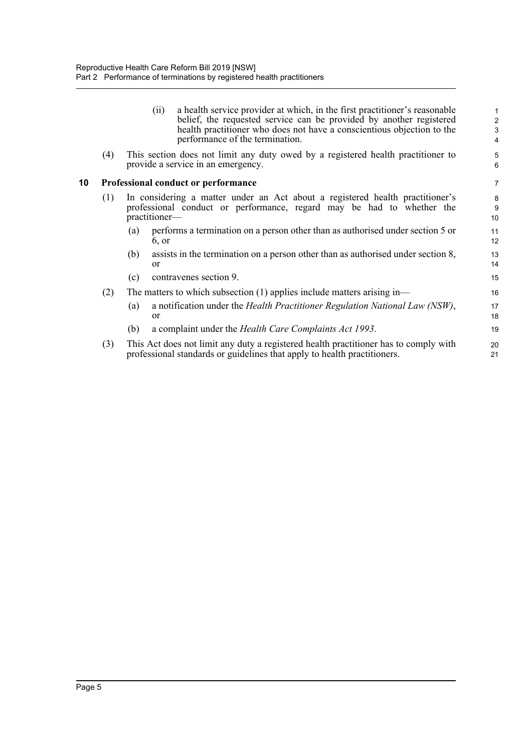(ii) a health service provider at which, in the first practitioner's reasonable belief, the requested service can be provided by another registered health practitioner who does not have a conscientious objection to the performance of the termination.

(4) This section does not limit any duty owed by a registered health practitioner to provide a service in an emergency.

### 10 Professional conduct or performance

(1) In considering a matter under an Act about a registered health practitioner's professional conduct or performance, regard may be had to whether the practitioner—

(a) performs a termination on a person other than as authorised under section 5 or 6, or

(b) assists in the termination on a person other than as authorised under section 8, or

(c) contravenes section 9.

(2) The matters to which subsection (1) applies include matters arising in—

(a) a notification under the *Health Practitioner Regulation National Law (NSW)*, or

(b) a complaint under the *Health Care Complaints Act 1993*.

(3) This Act does not limit any duty a registered health practitioner has to comply with professional standards or guidelines that apply to health practitioners.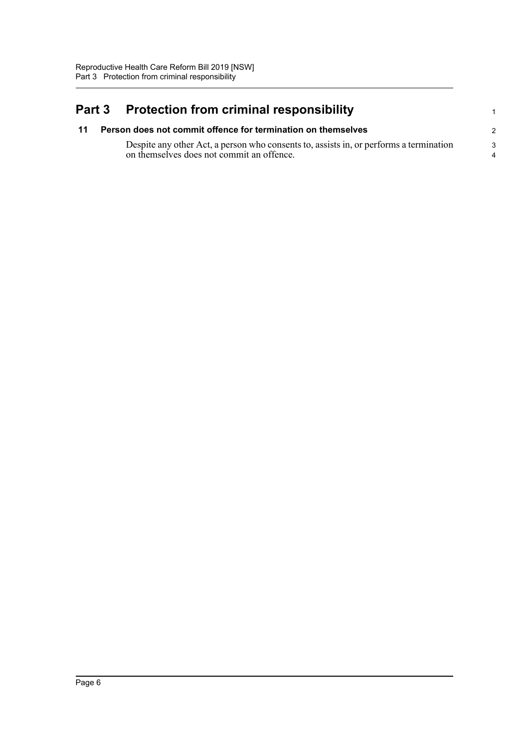# Part 3 Protection from criminal responsibility

### 11 Person does not commit offence for termination on themselves

Despite any other Act, a person who consents to, assists in, or performs a termination on themselves does not commit an offence.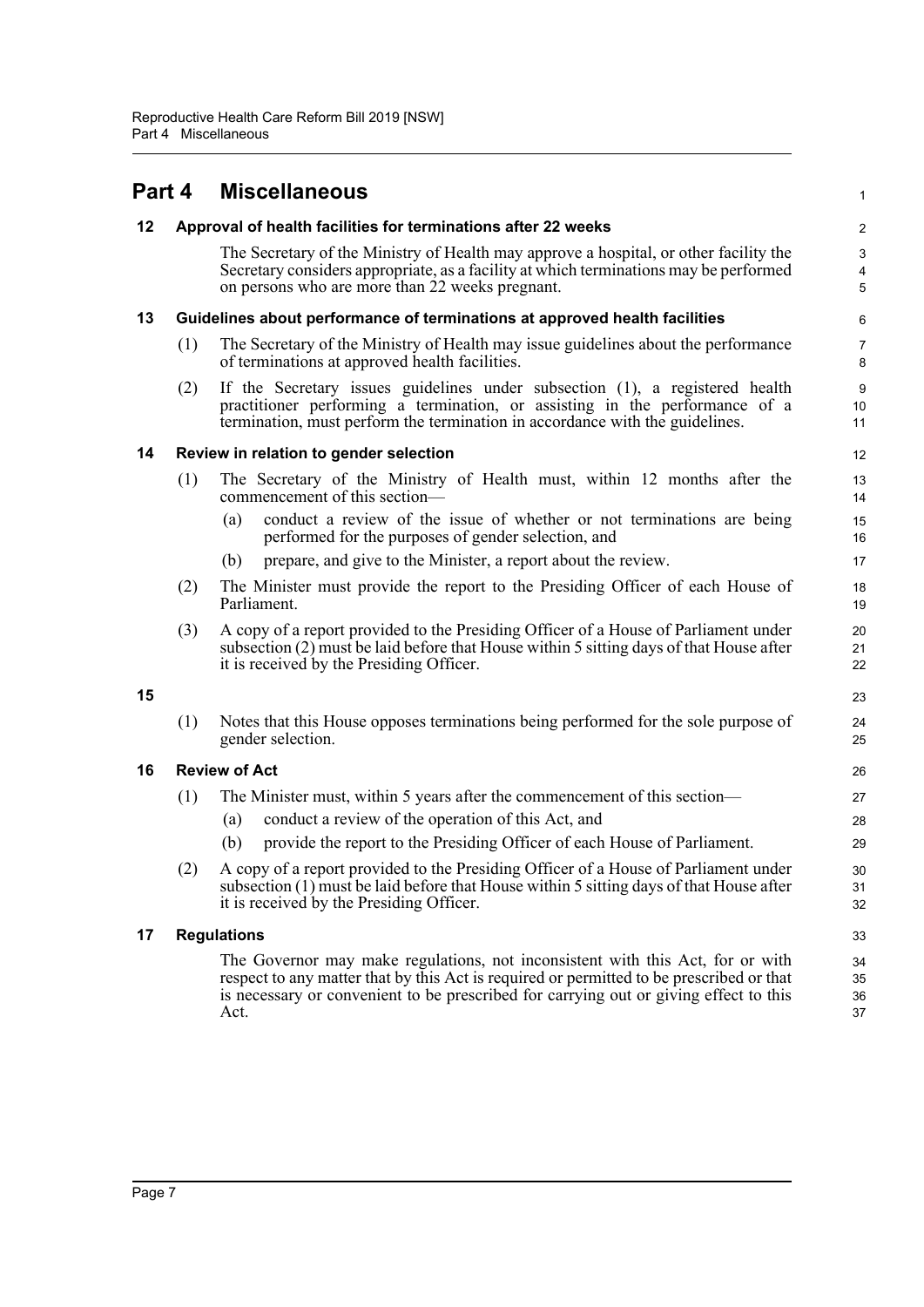# Part 4 Miscellaneous

## 12 Approval of health facilities for terminations after 22 weeks

The Secretary of the Ministry of Health may approve a hospital, or other facility the Secretary considers appropriate, as a facility at which terminations may be performed on persons who are more than 22 weeks pregnant.

## 13 Guidelines about performance of terminations at approved health facilities

(1) The Secretary of the Ministry of Health may issue guidelines about the performance of terminations at approved health facilities.

(2) If the Secretary issues guidelines under subsection (1), a registered health practitioner performing a termination, or assisting in the performance of a termination, must perform the termination in accordance with the guidelines.

## 14 Review in relation to gender selection

(1) The Secretary of the Ministry of Health must, within 12 months after the commencement of this section—

- (a) conduct a review of the issue of whether or not terminations are being performed for the purposes of gender selection, and
- (b) prepare, and give to the Minister, a report about the review.

(2) The Minister must provide the report to the Presiding Officer of each House of Parliament.

(3) A copy of a report provided to the Presiding Officer of a House of Parliament under subsection (2) must be laid before that House within 5 sitting days of that House after it is received by the Presiding Officer.

## 15

(1) Notes that this House opposes terminations being performed for the sole purpose of gender selection.

## 16 Review of Act

(1) The Minister must, within 5 years after the commencement of this section—

- (a) conduct a review of the operation of this Act, and
- (b) provide the report to the Presiding Officer of each House of Parliament.

(2) A copy of a report provided to the Presiding Officer of a House of Parliament under subsection (1) must be laid before that House within 5 sitting days of that House after it is received by the Presiding Officer.

## 17 Regulations

The Governor may make regulations, not inconsistent with this Act, for or with respect to any matter that by this Act is required or permitted to be prescribed or that is necessary or convenient to be prescribed for carrying out or giving effect to this Act.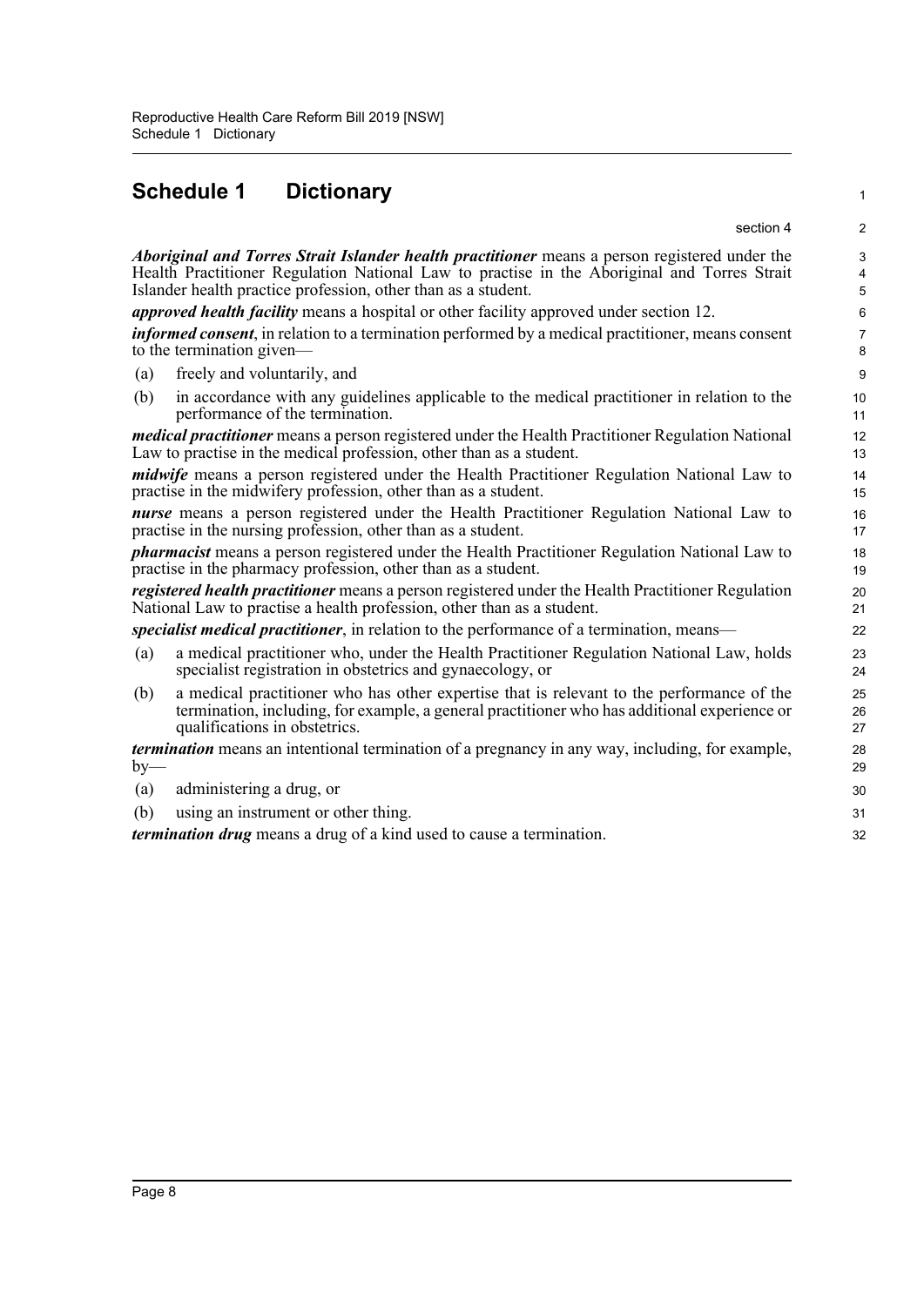# Schedule 1 Dictionary

section 4

***Aboriginal and Torres Strait Islander health practitioner*** means a person registered under the Health Practitioner Regulation National Law to practise in the Aboriginal and Torres Strait Islander health practice profession, other than as a student.

***approved health facility*** means a hospital or other facility approved under section 12.

***informed consent***, in relation to a termination performed by a medical practitioner, means consent to the termination given—

(a) freely and voluntarily, and

(b) in accordance with any guidelines applicable to the medical practitioner in relation to the performance of the termination.

***medical practitioner*** means a person registered under the Health Practitioner Regulation National Law to practise in the medical profession, other than as a student.

***midwife*** means a person registered under the Health Practitioner Regulation National Law to practise in the midwifery profession, other than as a student.

***nurse*** means a person registered under the Health Practitioner Regulation National Law to practise in the nursing profession, other than as a student.

***pharmacist*** means a person registered under the Health Practitioner Regulation National Law to practise in the pharmacy profession, other than as a student.

***registered health practitioner*** means a person registered under the Health Practitioner Regulation National Law to practise a health profession, other than as a student.

***specialist medical practitioner***, in relation to the performance of a termination, means—

(a) a medical practitioner who, under the Health Practitioner Regulation National Law, holds specialist registration in obstetrics and gynaecology, or

(b) a medical practitioner who has other expertise that is relevant to the performance of the termination, including, for example, a general practitioner who has additional experience or qualifications in obstetrics.

***termination*** means an intentional termination of a pregnancy in any way, including, for example, by—

(a) administering a drug, or

(b) using an instrument or other thing.

***termination drug*** means a drug of a kind used to cause a termination.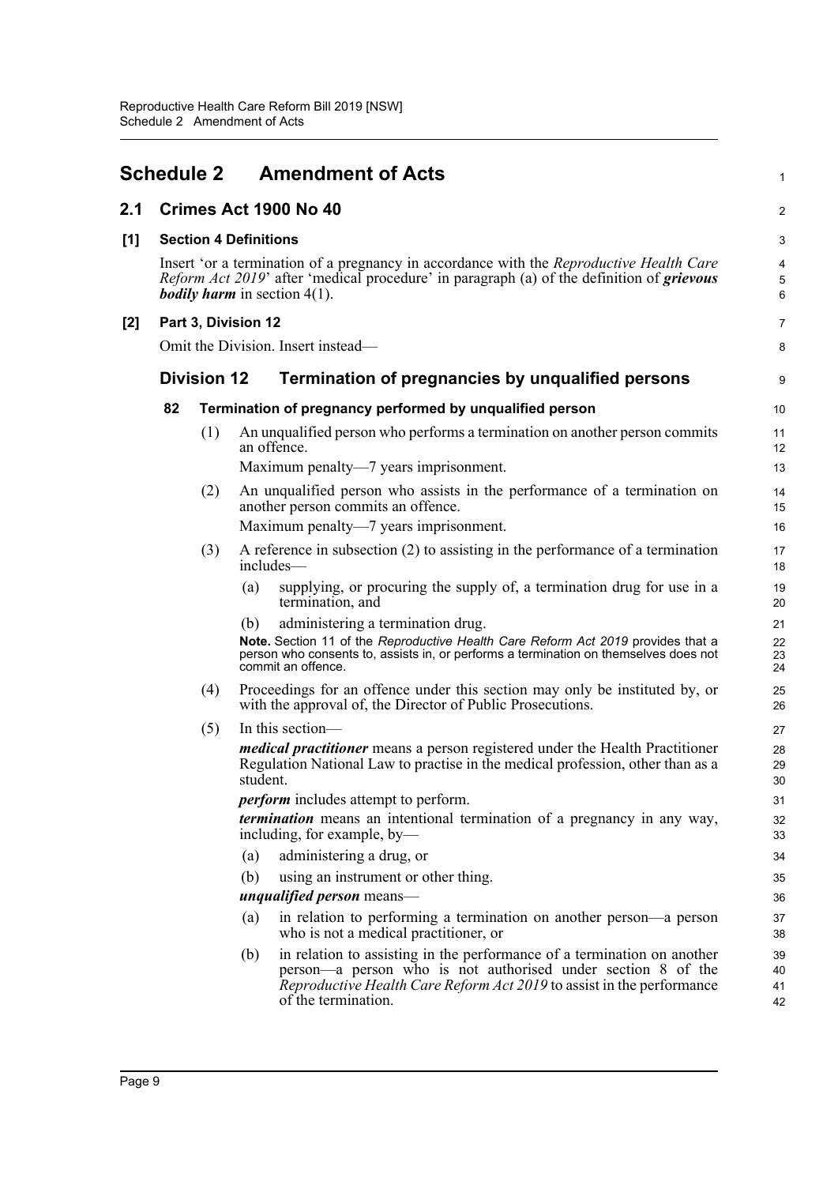# Schedule 2 Amendment of Acts

## 2.1 Crimes Act 1900 No 40

### [1] Section 4 Definitions

Insert 'or a termination of a pregnancy in accordance with the *Reproductive Health Care Reform Act 2019*' after 'medical procedure' in paragraph (a) of the definition of ***grievous bodily harm*** in section 4(1).

### [2] Part 3, Division 12

Omit the Division. Insert instead—

## Division 12 Termination of pregnancies by unqualified persons

### 82 Termination of pregnancy performed by unqualified person

(1) An unqualified person who performs a termination on another person commits an offence.

Maximum penalty—7 years imprisonment.

(2) An unqualified person who assists in the performance of a termination on another person commits an offence.

Maximum penalty—7 years imprisonment.

(3) A reference in subsection (2) to assisting in the performance of a termination includes—

(a) supplying, or procuring the supply of, a termination drug for use in a termination, and

(b) administering a termination drug.

**Note.** Section 11 of the *Reproductive Health Care Reform Act 2019* provides that a person who consents to, assists in, or performs a termination on themselves does not commit an offence.

(4) Proceedings for an offence under this section may only be instituted by, or with the approval of, the Director of Public Prosecutions.

(5) In this section—

***medical practitioner*** means a person registered under the Health Practitioner Regulation National Law to practise in the medical profession, other than as a student.

***perform*** includes attempt to perform.

***termination*** means an intentional termination of a pregnancy in any way, including, for example, by—

(a) administering a drug, or

(b) using an instrument or other thing.

***unqualified person*** means—

(a) in relation to performing a termination on another person—a person who is not a medical practitioner, or

(b) in relation to assisting in the performance of a termination on another person—a person who is not authorised under section 8 of the *Reproductive Health Care Reform Act 2019* to assist in the performance of the termination.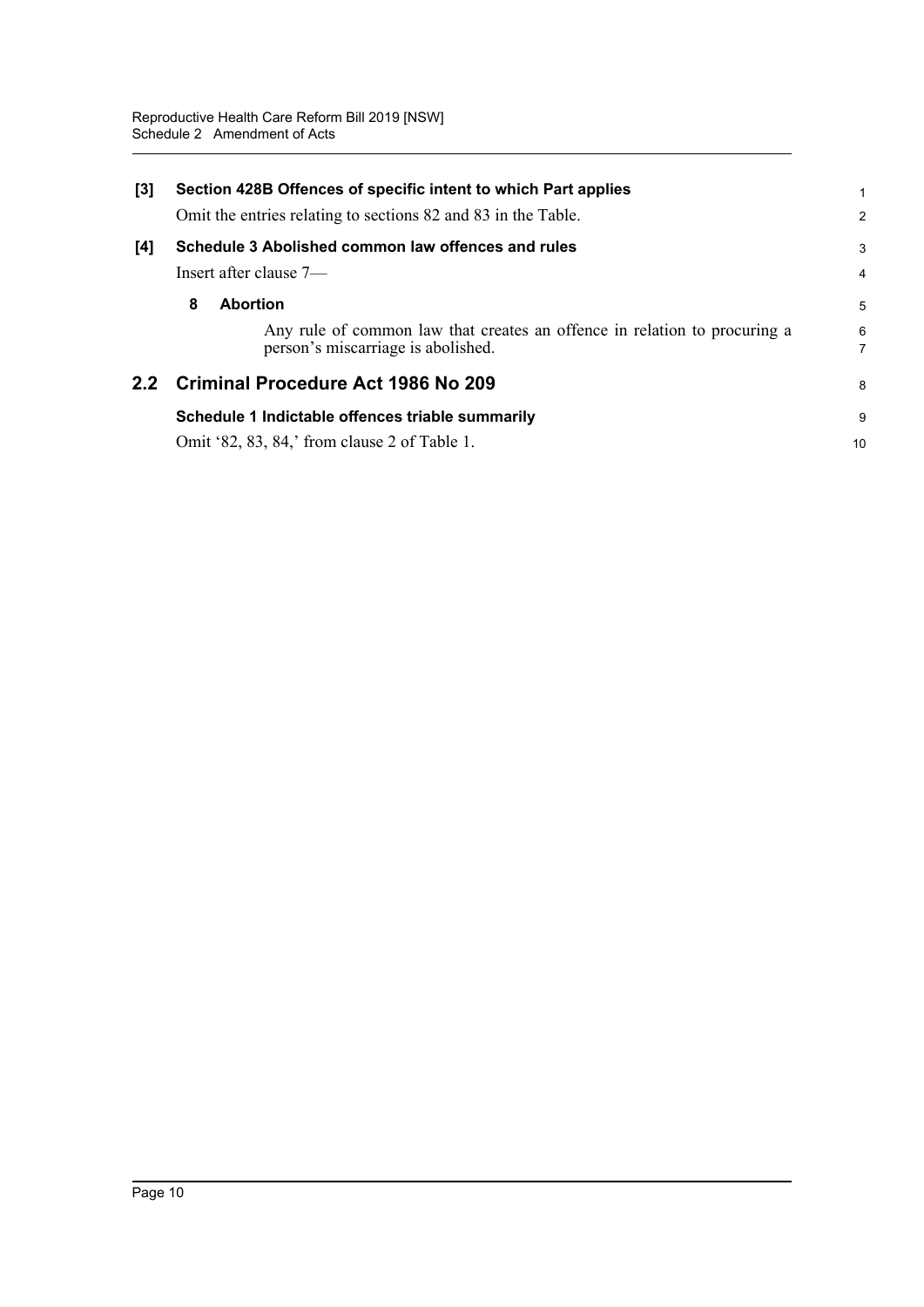**[3] Section 428B Offences of specific intent to which Part applies**

Omit the entries relating to sections 82 and 83 in the Table.

**[4] Schedule 3 Abolished common law offences and rules**

Insert after clause 7—

**8 Abortion**

Any rule of common law that creates an offence in relation to procuring a person's miscarriage is abolished.

## 2.2 Criminal Procedure Act 1986 No 209

**Schedule 1 Indictable offences triable summarily**

Omit '82, 83, 84,' from clause 2 of Table 1.